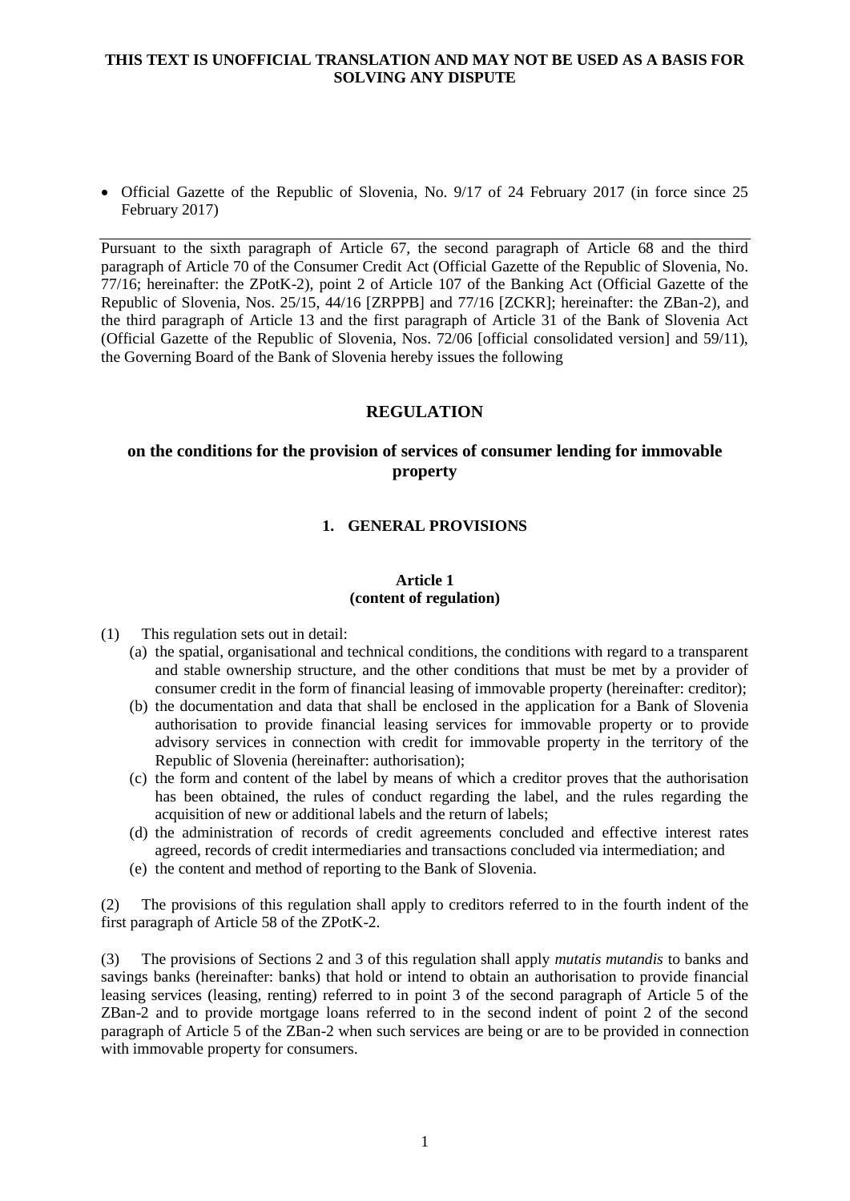**THIS TEXT IS UNOFFICIAL TRANSLATION AND MAY NOT BE USED AS A BASIS FOR SOLVING ANY DISPUTE**

- Official Gazette of the Republic of Slovenia, No. 9/17 of 24 February 2017 (in force since 25 February 2017)

---

Pursuant to the sixth paragraph of Article 67, the second paragraph of Article 68 and the third paragraph of Article 70 of the Consumer Credit Act (Official Gazette of the Republic of Slovenia, No. 77/16; hereinafter: the ZPotK-2), point 2 of Article 107 of the Banking Act (Official Gazette of the Republic of Slovenia, Nos. 25/15, 44/16 [ZRPPB] and 77/16 [ZCKR]; hereinafter: the ZBan-2), and the third paragraph of Article 13 and the first paragraph of Article 31 of the Bank of Slovenia Act (Official Gazette of the Republic of Slovenia, Nos. 72/06 [official consolidated version] and 59/11), the Governing Board of the Bank of Slovenia hereby issues the following

# REGULATION

## on the conditions for the provision of services of consumer lending for immovable property

### 1. GENERAL PROVISIONS

#### Article 1
#### (content of regulation)

(1) This regulation sets out in detail:

(a) the spatial, organisational and technical conditions, the conditions with regard to a transparent and stable ownership structure, and the other conditions that must be met by a provider of consumer credit in the form of financial leasing of immovable property (hereinafter: creditor);

(b) the documentation and data that shall be enclosed in the application for a Bank of Slovenia authorisation to provide financial leasing services for immovable property or to provide advisory services in connection with credit for immovable property in the territory of the Republic of Slovenia (hereinafter: authorisation);

(c) the form and content of the label by means of which a creditor proves that the authorisation has been obtained, the rules of conduct regarding the label, and the rules regarding the acquisition of new or additional labels and the return of labels;

(d) the administration of records of credit agreements concluded and effective interest rates agreed, records of credit intermediaries and transactions concluded via intermediation; and

(e) the content and method of reporting to the Bank of Slovenia.

(2) The provisions of this regulation shall apply to creditors referred to in the fourth indent of the first paragraph of Article 58 of the ZPotK-2.

(3) The provisions of Sections 2 and 3 of this regulation shall apply *mutatis mutandis* to banks and savings banks (hereinafter: banks) that hold or intend to obtain an authorisation to provide financial leasing services (leasing, renting) referred to in point 3 of the second paragraph of Article 5 of the ZBan-2 and to provide mortgage loans referred to in the second indent of point 2 of the second paragraph of Article 5 of the ZBan-2 when such services are being or are to be provided in connection with immovable property for consumers.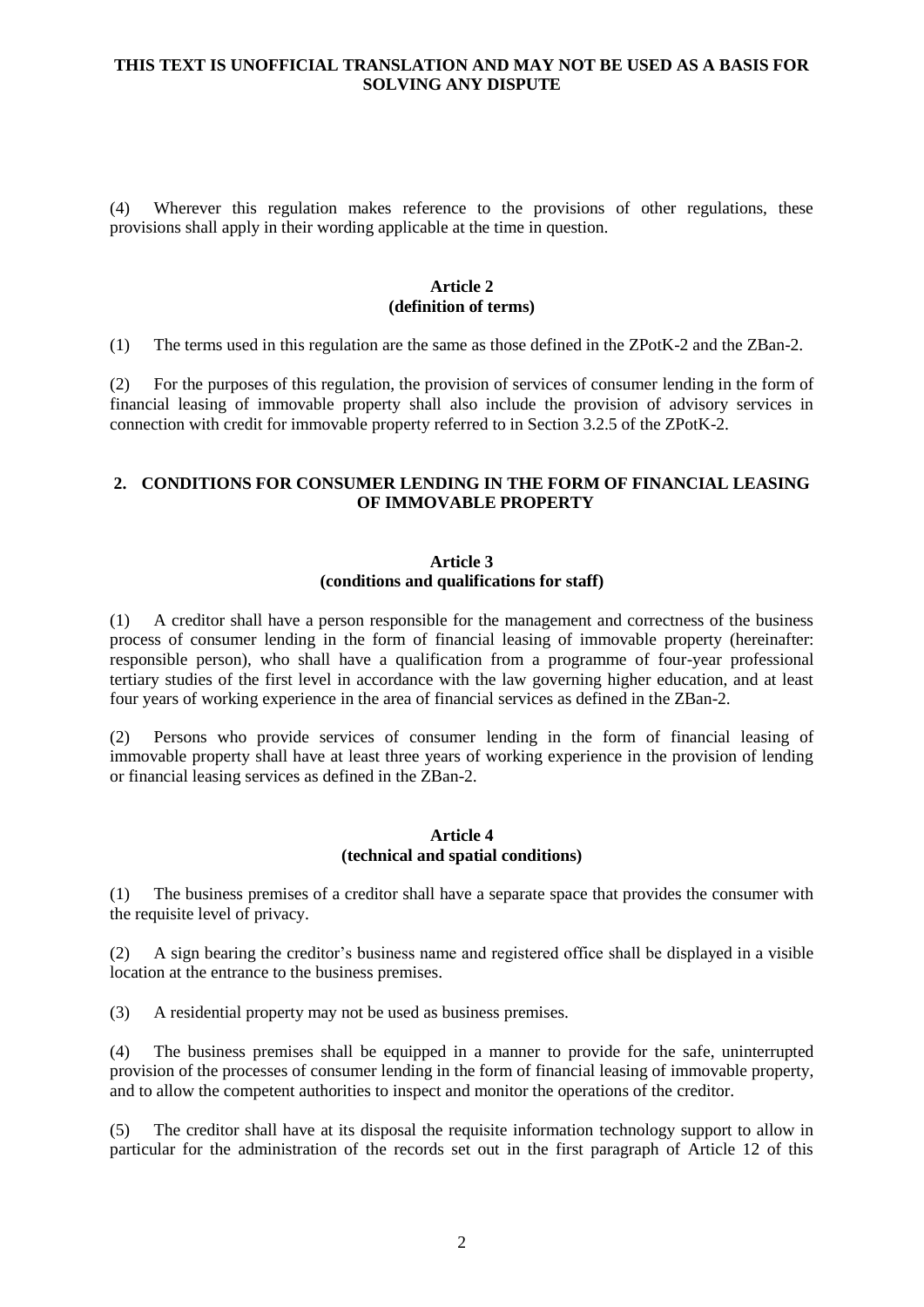(4) Wherever this regulation makes reference to the provisions of other regulations, these provisions shall apply in their wording applicable at the time in question.

### Article 2
### (definition of terms)

(1) The terms used in this regulation are the same as those defined in the ZPotK-2 and the ZBan-2.

(2) For the purposes of this regulation, the provision of services of consumer lending in the form of financial leasing of immovable property shall also include the provision of advisory services in connection with credit for immovable property referred to in Section 3.2.5 of the ZPotK-2.

## 2. CONDITIONS FOR CONSUMER LENDING IN THE FORM OF FINANCIAL LEASING OF IMMOVABLE PROPERTY

### Article 3
### (conditions and qualifications for staff)

(1) A creditor shall have a person responsible for the management and correctness of the business process of consumer lending in the form of financial leasing of immovable property (hereinafter: responsible person), who shall have a qualification from a programme of four-year professional tertiary studies of the first level in accordance with the law governing higher education, and at least four years of working experience in the area of financial services as defined in the ZBan-2.

(2) Persons who provide services of consumer lending in the form of financial leasing of immovable property shall have at least three years of working experience in the provision of lending or financial leasing services as defined in the ZBan-2.

### Article 4
### (technical and spatial conditions)

(1) The business premises of a creditor shall have a separate space that provides the consumer with the requisite level of privacy.

(2) A sign bearing the creditor's business name and registered office shall be displayed in a visible location at the entrance to the business premises.

(3) A residential property may not be used as business premises.

(4) The business premises shall be equipped in a manner to provide for the safe, uninterrupted provision of the processes of consumer lending in the form of financial leasing of immovable property, and to allow the competent authorities to inspect and monitor the operations of the creditor.

(5) The creditor shall have at its disposal the requisite information technology support to allow in particular for the administration of the records set out in the first paragraph of Article 12 of this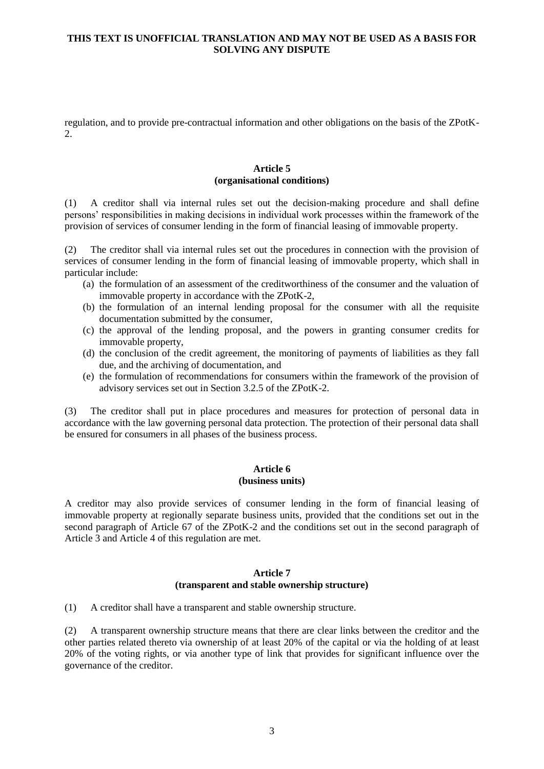regulation, and to provide pre-contractual information and other obligations on the basis of the ZPotK-2.

**Article 5**
**(organisational conditions)**

(1) A creditor shall via internal rules set out the decision-making procedure and shall define persons' responsibilities in making decisions in individual work processes within the framework of the provision of services of consumer lending in the form of financial leasing of immovable property.

(2) The creditor shall via internal rules set out the procedures in connection with the provision of services of consumer lending in the form of financial leasing of immovable property, which shall in particular include:

(a) the formulation of an assessment of the creditworthiness of the consumer and the valuation of immovable property in accordance with the ZPotK-2,
(b) the formulation of an internal lending proposal for the consumer with all the requisite documentation submitted by the consumer,
(c) the approval of the lending proposal, and the powers in granting consumer credits for immovable property,
(d) the conclusion of the credit agreement, the monitoring of payments of liabilities as they fall due, and the archiving of documentation, and
(e) the formulation of recommendations for consumers within the framework of the provision of advisory services set out in Section 3.2.5 of the ZPotK-2.

(3) The creditor shall put in place procedures and measures for protection of personal data in accordance with the law governing personal data protection. The protection of their personal data shall be ensured for consumers in all phases of the business process.

**Article 6**
**(business units)**

A creditor may also provide services of consumer lending in the form of financial leasing of immovable property at regionally separate business units, provided that the conditions set out in the second paragraph of Article 67 of the ZPotK-2 and the conditions set out in the second paragraph of Article 3 and Article 4 of this regulation are met.

**Article 7**
**(transparent and stable ownership structure)**

(1) A creditor shall have a transparent and stable ownership structure.

(2) A transparent ownership structure means that there are clear links between the creditor and the other parties related thereto via ownership of at least 20% of the capital or via the holding of at least 20% of the voting rights, or via another type of link that provides for significant influence over the governance of the creditor.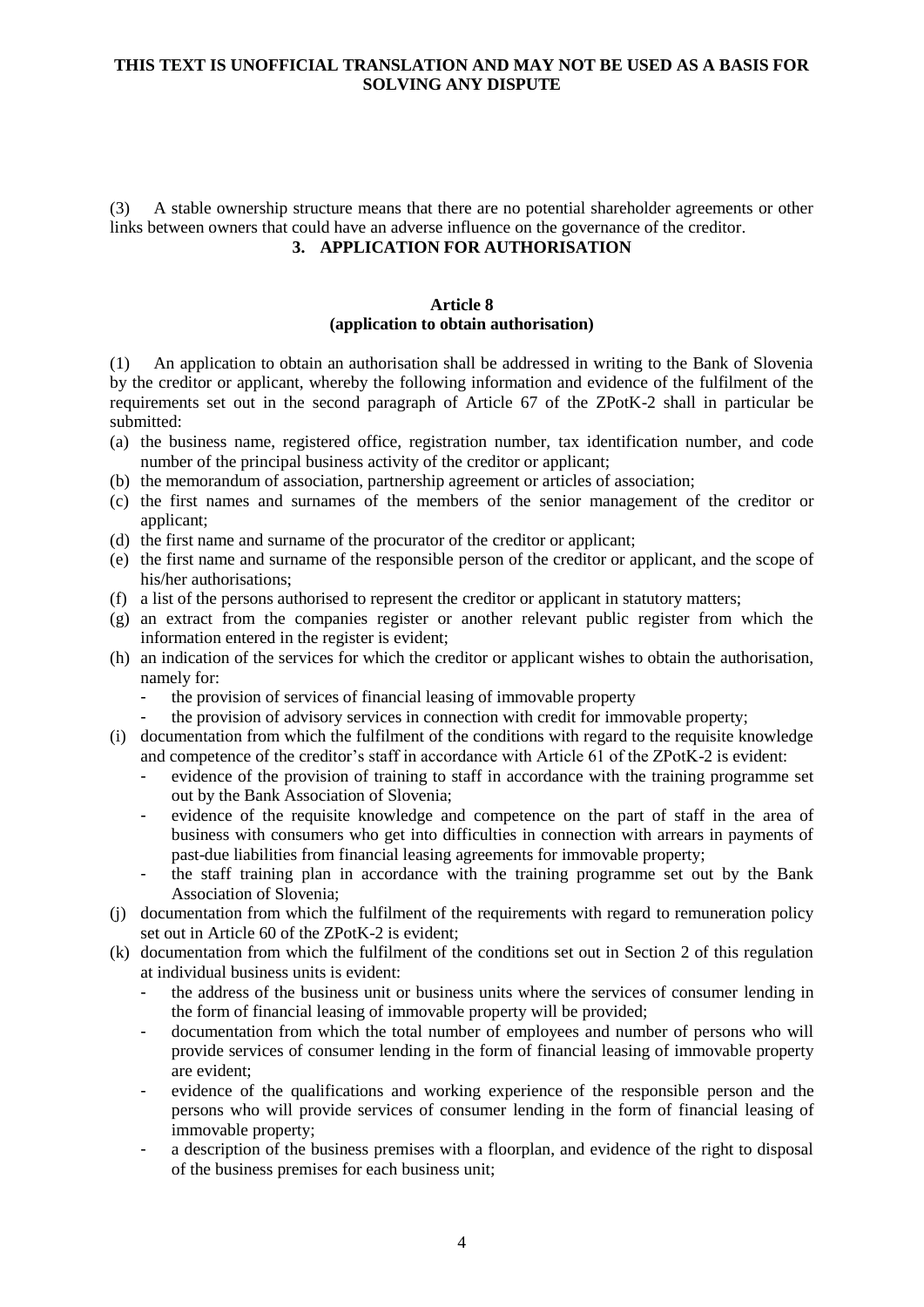(3) A stable ownership structure means that there are no potential shareholder agreements or other links between owners that could have an adverse influence on the governance of the creditor.

## 3. APPLICATION FOR AUTHORISATION

### Article 8
### (application to obtain authorisation)

(1) An application to obtain an authorisation shall be addressed in writing to the Bank of Slovenia by the creditor or applicant, whereby the following information and evidence of the fulfilment of the requirements set out in the second paragraph of Article 67 of the ZPotK-2 shall in particular be submitted:

(a) the business name, registered office, registration number, tax identification number, and code number of the principal business activity of the creditor or applicant;
(b) the memorandum of association, partnership agreement or articles of association;
(c) the first names and surnames of the members of the senior management of the creditor or applicant;
(d) the first name and surname of the procurator of the creditor or applicant;
(e) the first name and surname of the responsible person of the creditor or applicant, and the scope of his/her authorisations;
(f) a list of the persons authorised to represent the creditor or applicant in statutory matters;
(g) an extract from the companies register or another relevant public register from which the information entered in the register is evident;
(h) an indication of the services for which the creditor or applicant wishes to obtain the authorisation, namely for:
  - the provision of services of financial leasing of immovable property
  - the provision of advisory services in connection with credit for immovable property;
(i) documentation from which the fulfilment of the conditions with regard to the requisite knowledge and competence of the creditor's staff in accordance with Article 61 of the ZPotK-2 is evident:
  - evidence of the provision of training to staff in accordance with the training programme set out by the Bank Association of Slovenia;
  - evidence of the requisite knowledge and competence on the part of staff in the area of business with consumers who get into difficulties in connection with arrears in payments of past-due liabilities from financial leasing agreements for immovable property;
  - the staff training plan in accordance with the training programme set out by the Bank Association of Slovenia;
(j) documentation from which the fulfilment of the requirements with regard to remuneration policy set out in Article 60 of the ZPotK-2 is evident;
(k) documentation from which the fulfilment of the conditions set out in Section 2 of this regulation at individual business units is evident:
  - the address of the business unit or business units where the services of consumer lending in the form of financial leasing of immovable property will be provided;
  - documentation from which the total number of employees and number of persons who will provide services of consumer lending in the form of financial leasing of immovable property are evident;
  - evidence of the qualifications and working experience of the responsible person and the persons who will provide services of consumer lending in the form of financial leasing of immovable property;
  - a description of the business premises with a floorplan, and evidence of the right to disposal of the business premises for each business unit;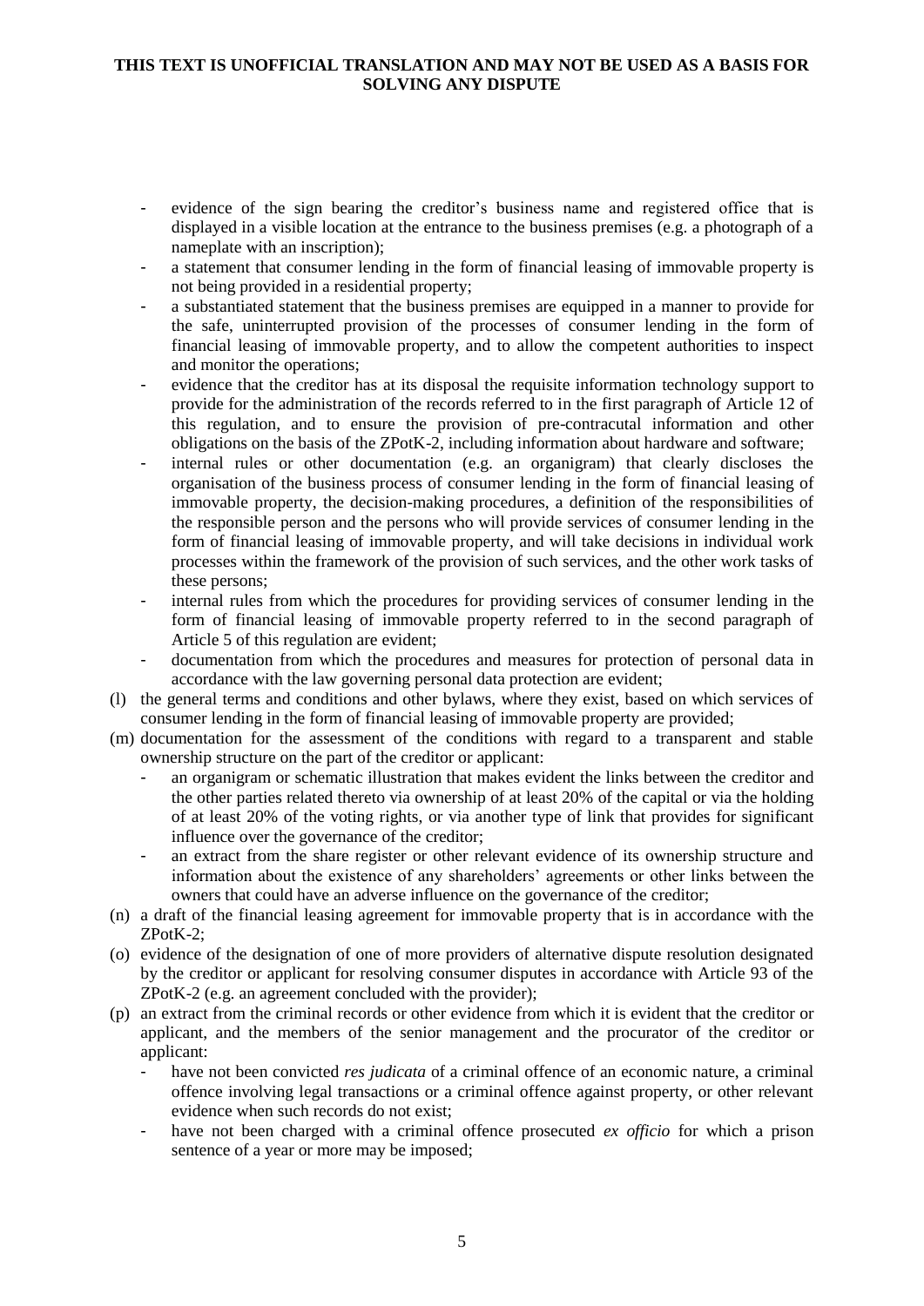- evidence of the sign bearing the creditor's business name and registered office that is displayed in a visible location at the entrance to the business premises (e.g. a photograph of a nameplate with an inscription);
- a statement that consumer lending in the form of financial leasing of immovable property is not being provided in a residential property;
- a substantiated statement that the business premises are equipped in a manner to provide for the safe, uninterrupted provision of the processes of consumer lending in the form of financial leasing of immovable property, and to allow the competent authorities to inspect and monitor the operations;
- evidence that the creditor has at its disposal the requisite information technology support to provide for the administration of the records referred to in the first paragraph of Article 12 of this regulation, and to ensure the provision of pre-contracutal information and other obligations on the basis of the ZPotK-2, including information about hardware and software;
- internal rules or other documentation (e.g. an organigram) that clearly discloses the organisation of the business process of consumer lending in the form of financial leasing of immovable property, the decision-making procedures, a definition of the responsibilities of the responsible person and the persons who will provide services of consumer lending in the form of financial leasing of immovable property, and will take decisions in individual work processes within the framework of the provision of such services, and the other work tasks of these persons;
- internal rules from which the procedures for providing services of consumer lending in the form of financial leasing of immovable property referred to in the second paragraph of Article 5 of this regulation are evident;
- documentation from which the procedures and measures for protection of personal data in accordance with the law governing personal data protection are evident;

(l) the general terms and conditions and other bylaws, where they exist, based on which services of consumer lending in the form of financial leasing of immovable property are provided;

(m) documentation for the assessment of the conditions with regard to a transparent and stable ownership structure on the part of the creditor or applicant:
- an organigram or schematic illustration that makes evident the links between the creditor and the other parties related thereto via ownership of at least 20% of the capital or via the holding of at least 20% of the voting rights, or via another type of link that provides for significant influence over the governance of the creditor;
- an extract from the share register or other relevant evidence of its ownership structure and information about the existence of any shareholders' agreements or other links between the owners that could have an adverse influence on the governance of the creditor;

(n) a draft of the financial leasing agreement for immovable property that is in accordance with the ZPotK-2;

(o) evidence of the designation of one of more providers of alternative dispute resolution designated by the creditor or applicant for resolving consumer disputes in accordance with Article 93 of the ZPotK-2 (e.g. an agreement concluded with the provider);

(p) an extract from the criminal records or other evidence from which it is evident that the creditor or applicant, and the members of the senior management and the procurator of the creditor or applicant:
- have not been convicted *res judicata* of a criminal offence of an economic nature, a criminal offence involving legal transactions or a criminal offence against property, or other relevant evidence when such records do not exist;
- have not been charged with a criminal offence prosecuted *ex officio* for which a prison sentence of a year or more may be imposed;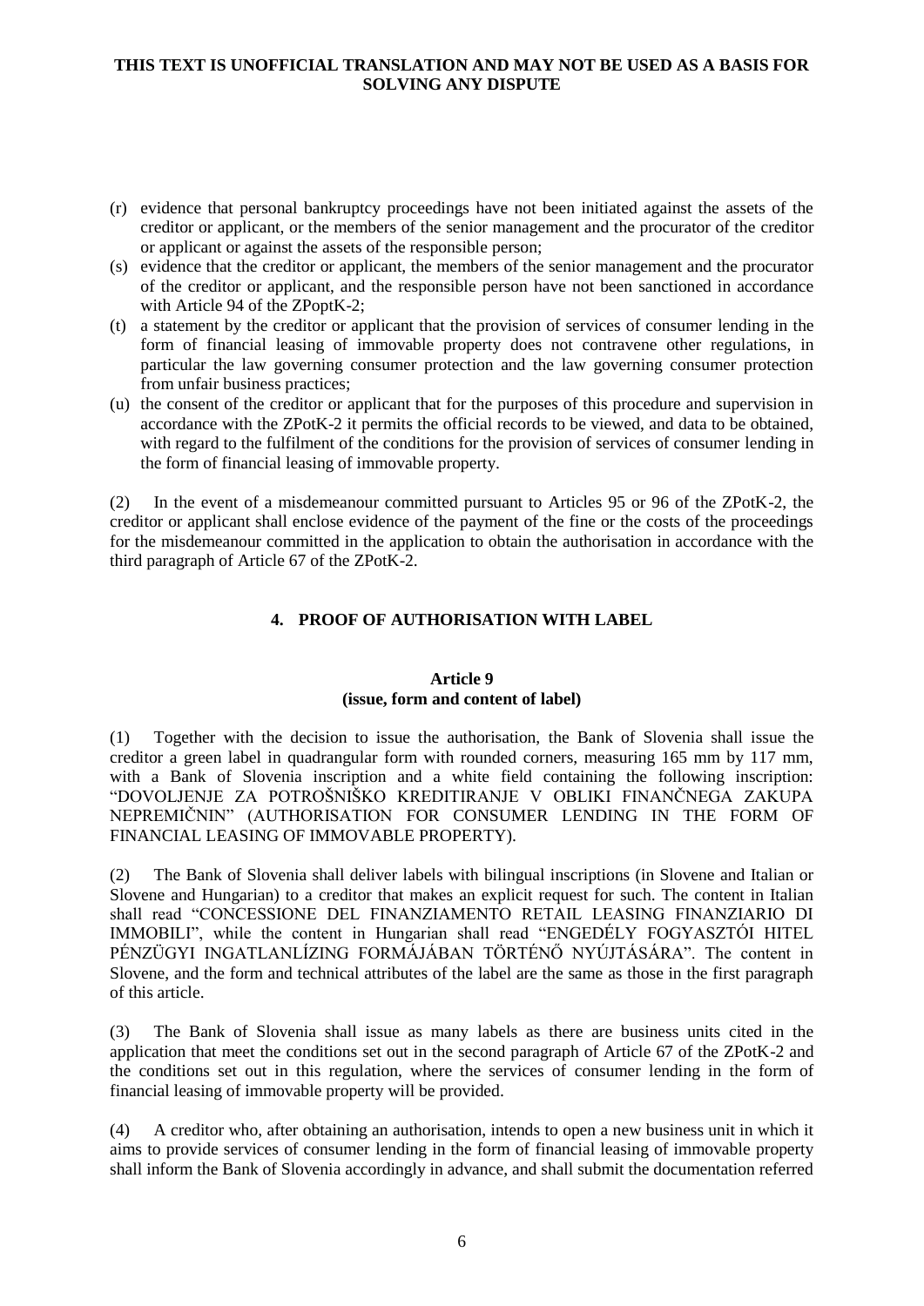(r) evidence that personal bankruptcy proceedings have not been initiated against the assets of the creditor or applicant, or the members of the senior management and the procurator of the creditor or applicant or against the assets of the responsible person;

(s) evidence that the creditor or applicant, the members of the senior management and the procurator of the creditor or applicant, and the responsible person have not been sanctioned in accordance with Article 94 of the ZPoptK-2;

(t) a statement by the creditor or applicant that the provision of services of consumer lending in the form of financial leasing of immovable property does not contravene other regulations, in particular the law governing consumer protection and the law governing consumer protection from unfair business practices;

(u) the consent of the creditor or applicant that for the purposes of this procedure and supervision in accordance with the ZPotK-2 it permits the official records to be viewed, and data to be obtained, with regard to the fulfilment of the conditions for the provision of services of consumer lending in the form of financial leasing of immovable property.

(2) In the event of a misdemeanour committed pursuant to Articles 95 or 96 of the ZPotK-2, the creditor or applicant shall enclose evidence of the payment of the fine or the costs of the proceedings for the misdemeanour committed in the application to obtain the authorisation in accordance with the third paragraph of Article 67 of the ZPotK-2.

## 4. PROOF OF AUTHORISATION WITH LABEL

### Article 9
### (issue, form and content of label)

(1) Together with the decision to issue the authorisation, the Bank of Slovenia shall issue the creditor a green label in quadrangular form with rounded corners, measuring 165 mm by 117 mm, with a Bank of Slovenia inscription and a white field containing the following inscription: "DOVOLJENJE ZA POTROŠNIŠKO KREDITIRANJE V OBLIKI FINANČNEGA ZAKUPA NEPREMIČNIN" (AUTHORISATION FOR CONSUMER LENDING IN THE FORM OF FINANCIAL LEASING OF IMMOVABLE PROPERTY).

(2) The Bank of Slovenia shall deliver labels with bilingual inscriptions (in Slovene and Italian or Slovene and Hungarian) to a creditor that makes an explicit request for such. The content in Italian shall read "CONCESSIONE DEL FINANZIAMENTO RETAIL LEASING FINANZIARIO DI IMMOBILI", while the content in Hungarian shall read "ENGEDÉLY FOGYASZTÓI HITEL PÉNZÜGYI INGATLANLÍZING FORMÁJÁBAN TÖRTÉNŐ NYÚJTÁSÁRA". The content in Slovene, and the form and technical attributes of the label are the same as those in the first paragraph of this article.

(3) The Bank of Slovenia shall issue as many labels as there are business units cited in the application that meet the conditions set out in the second paragraph of Article 67 of the ZPotK-2 and the conditions set out in this regulation, where the services of consumer lending in the form of financial leasing of immovable property will be provided.

(4) A creditor who, after obtaining an authorisation, intends to open a new business unit in which it aims to provide services of consumer lending in the form of financial leasing of immovable property shall inform the Bank of Slovenia accordingly in advance, and shall submit the documentation referred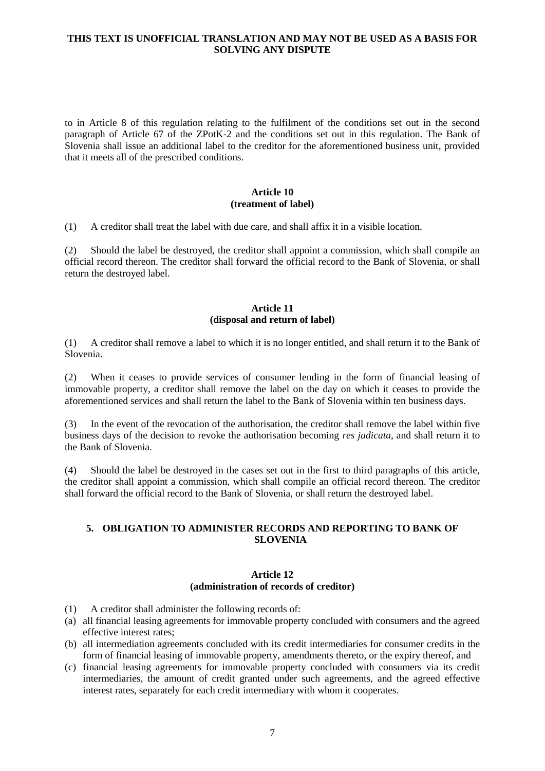to in Article 8 of this regulation relating to the fulfilment of the conditions set out in the second paragraph of Article 67 of the ZPotK-2 and the conditions set out in this regulation. The Bank of Slovenia shall issue an additional label to the creditor for the aforementioned business unit, provided that it meets all of the prescribed conditions.

**Article 10**
**(treatment of label)**

(1) A creditor shall treat the label with due care, and shall affix it in a visible location.

(2) Should the label be destroyed, the creditor shall appoint a commission, which shall compile an official record thereon. The creditor shall forward the official record to the Bank of Slovenia, or shall return the destroyed label.

**Article 11**
**(disposal and return of label)**

(1) A creditor shall remove a label to which it is no longer entitled, and shall return it to the Bank of Slovenia.

(2) When it ceases to provide services of consumer lending in the form of financial leasing of immovable property, a creditor shall remove the label on the day on which it ceases to provide the aforementioned services and shall return the label to the Bank of Slovenia within ten business days.

(3) In the event of the revocation of the authorisation, the creditor shall remove the label within five business days of the decision to revoke the authorisation becoming *res judicata*, and shall return it to the Bank of Slovenia.

(4) Should the label be destroyed in the cases set out in the first to third paragraphs of this article, the creditor shall appoint a commission, which shall compile an official record thereon. The creditor shall forward the official record to the Bank of Slovenia, or shall return the destroyed label.

## 5. OBLIGATION TO ADMINISTER RECORDS AND REPORTING TO BANK OF SLOVENIA

**Article 12**
**(administration of records of creditor)**

(1) A creditor shall administer the following records of:
(a) all financial leasing agreements for immovable property concluded with consumers and the agreed effective interest rates;
(b) all intermediation agreements concluded with its credit intermediaries for consumer credits in the form of financial leasing of immovable property, amendments thereto, or the expiry thereof, and
(c) financial leasing agreements for immovable property concluded with consumers via its credit intermediaries, the amount of credit granted under such agreements, and the agreed effective interest rates, separately for each credit intermediary with whom it cooperates.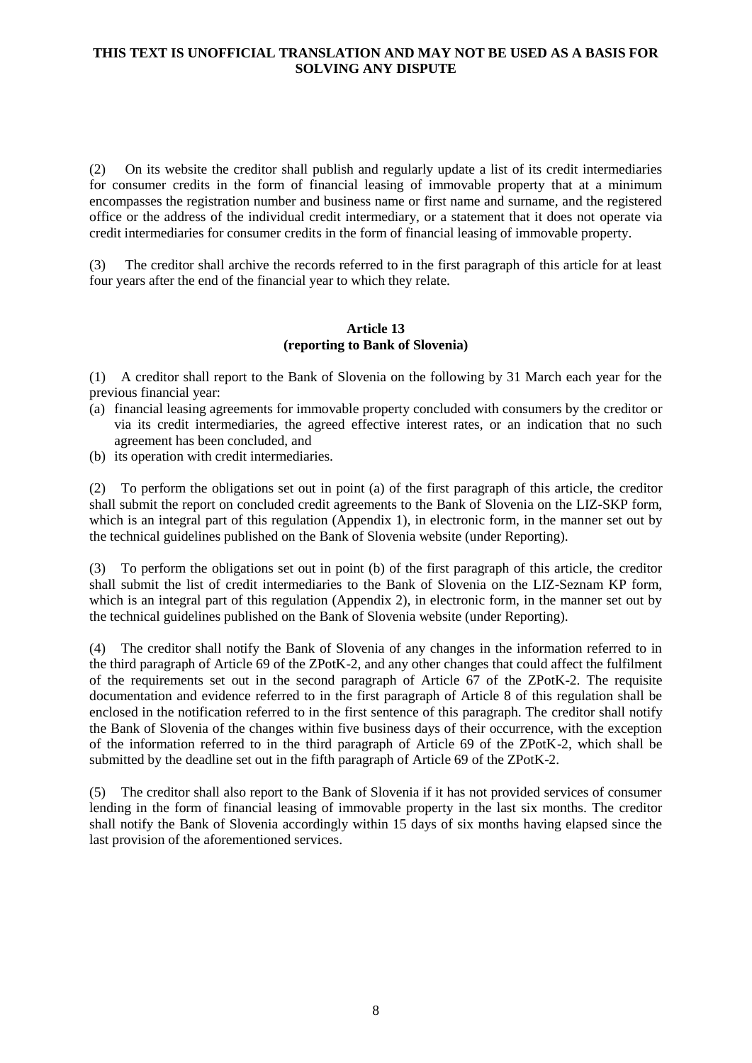(2) On its website the creditor shall publish and regularly update a list of its credit intermediaries for consumer credits in the form of financial leasing of immovable property that at a minimum encompasses the registration number and business name or first name and surname, and the registered office or the address of the individual credit intermediary, or a statement that it does not operate via credit intermediaries for consumer credits in the form of financial leasing of immovable property.

(3) The creditor shall archive the records referred to in the first paragraph of this article for at least four years after the end of the financial year to which they relate.

**Article 13**
**(reporting to Bank of Slovenia)**

(1) A creditor shall report to the Bank of Slovenia on the following by 31 March each year for the previous financial year:

(a) financial leasing agreements for immovable property concluded with consumers by the creditor or via its credit intermediaries, the agreed effective interest rates, or an indication that no such agreement has been concluded, and
(b) its operation with credit intermediaries.

(2) To perform the obligations set out in point (a) of the first paragraph of this article, the creditor shall submit the report on concluded credit agreements to the Bank of Slovenia on the LIZ-SKP form, which is an integral part of this regulation (Appendix 1), in electronic form, in the manner set out by the technical guidelines published on the Bank of Slovenia website (under Reporting).

(3) To perform the obligations set out in point (b) of the first paragraph of this article, the creditor shall submit the list of credit intermediaries to the Bank of Slovenia on the LIZ-Seznam KP form, which is an integral part of this regulation (Appendix 2), in electronic form, in the manner set out by the technical guidelines published on the Bank of Slovenia website (under Reporting).

(4) The creditor shall notify the Bank of Slovenia of any changes in the information referred to in the third paragraph of Article 69 of the ZPotK-2, and any other changes that could affect the fulfilment of the requirements set out in the second paragraph of Article 67 of the ZPotK-2. The requisite documentation and evidence referred to in the first paragraph of Article 8 of this regulation shall be enclosed in the notification referred to in the first sentence of this paragraph. The creditor shall notify the Bank of Slovenia of the changes within five business days of their occurrence, with the exception of the information referred to in the third paragraph of Article 69 of the ZPotK-2, which shall be submitted by the deadline set out in the fifth paragraph of Article 69 of the ZPotK-2.

(5) The creditor shall also report to the Bank of Slovenia if it has not provided services of consumer lending in the form of financial leasing of immovable property in the last six months. The creditor shall notify the Bank of Slovenia accordingly within 15 days of six months having elapsed since the last provision of the aforementioned services.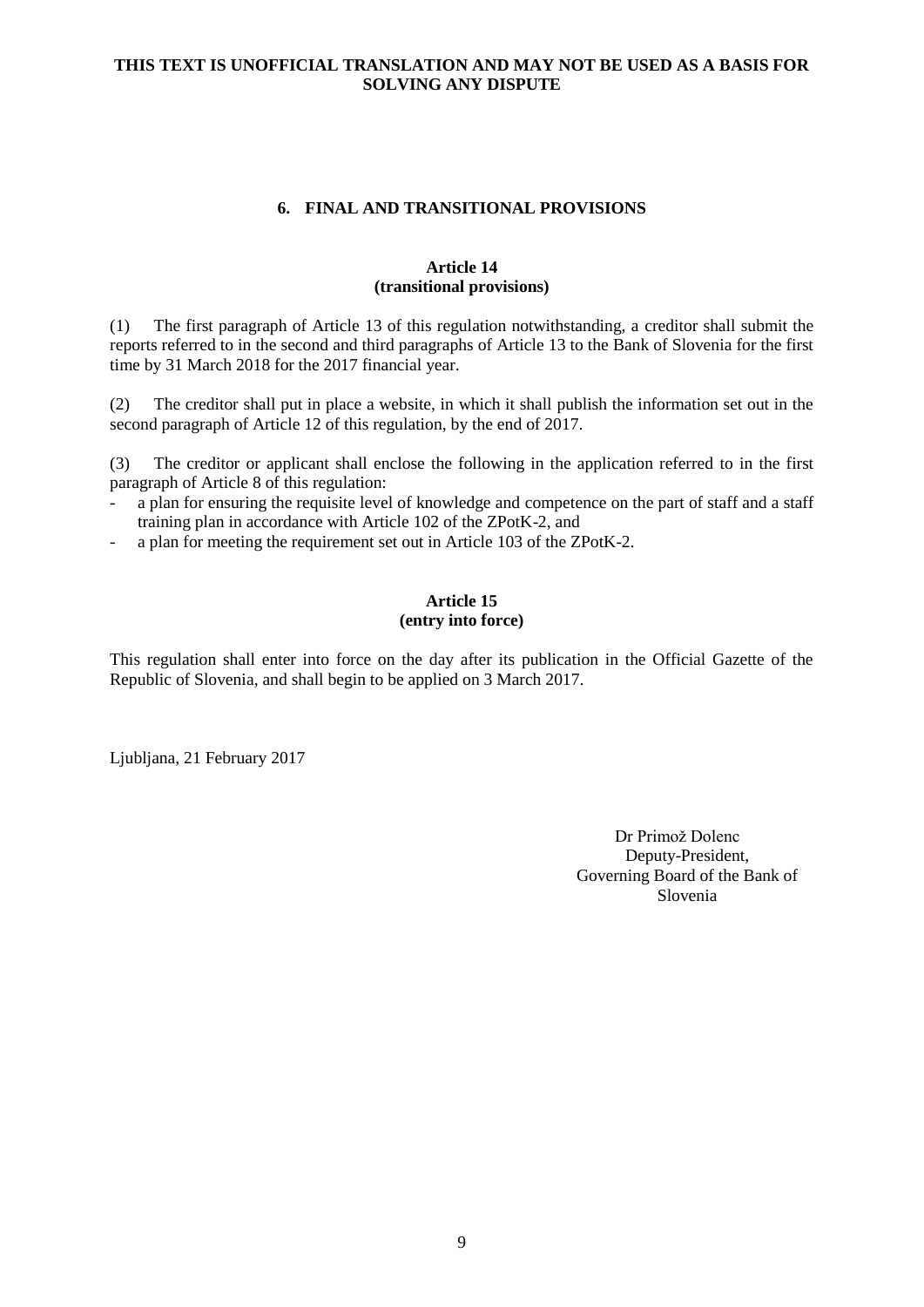**THIS TEXT IS UNOFFICIAL TRANSLATION AND MAY NOT BE USED AS A BASIS FOR SOLVING ANY DISPUTE**

## 6. FINAL AND TRANSITIONAL PROVISIONS

### Article 14
### (transitional provisions)

(1) The first paragraph of Article 13 of this regulation notwithstanding, a creditor shall submit the reports referred to in the second and third paragraphs of Article 13 to the Bank of Slovenia for the first time by 31 March 2018 for the 2017 financial year.

(2) The creditor shall put in place a website, in which it shall publish the information set out in the second paragraph of Article 12 of this regulation, by the end of 2017.

(3) The creditor or applicant shall enclose the following in the application referred to in the first paragraph of Article 8 of this regulation:

- a plan for ensuring the requisite level of knowledge and competence on the part of staff and a staff training plan in accordance with Article 102 of the ZPotK-2, and
- a plan for meeting the requirement set out in Article 103 of the ZPotK-2.

### Article 15
### (entry into force)

This regulation shall enter into force on the day after its publication in the Official Gazette of the Republic of Slovenia, and shall begin to be applied on 3 March 2017.

Ljubljana, 21 February 2017

Dr Primož Dolenc
Deputy-President,
Governing Board of the Bank of Slovenia